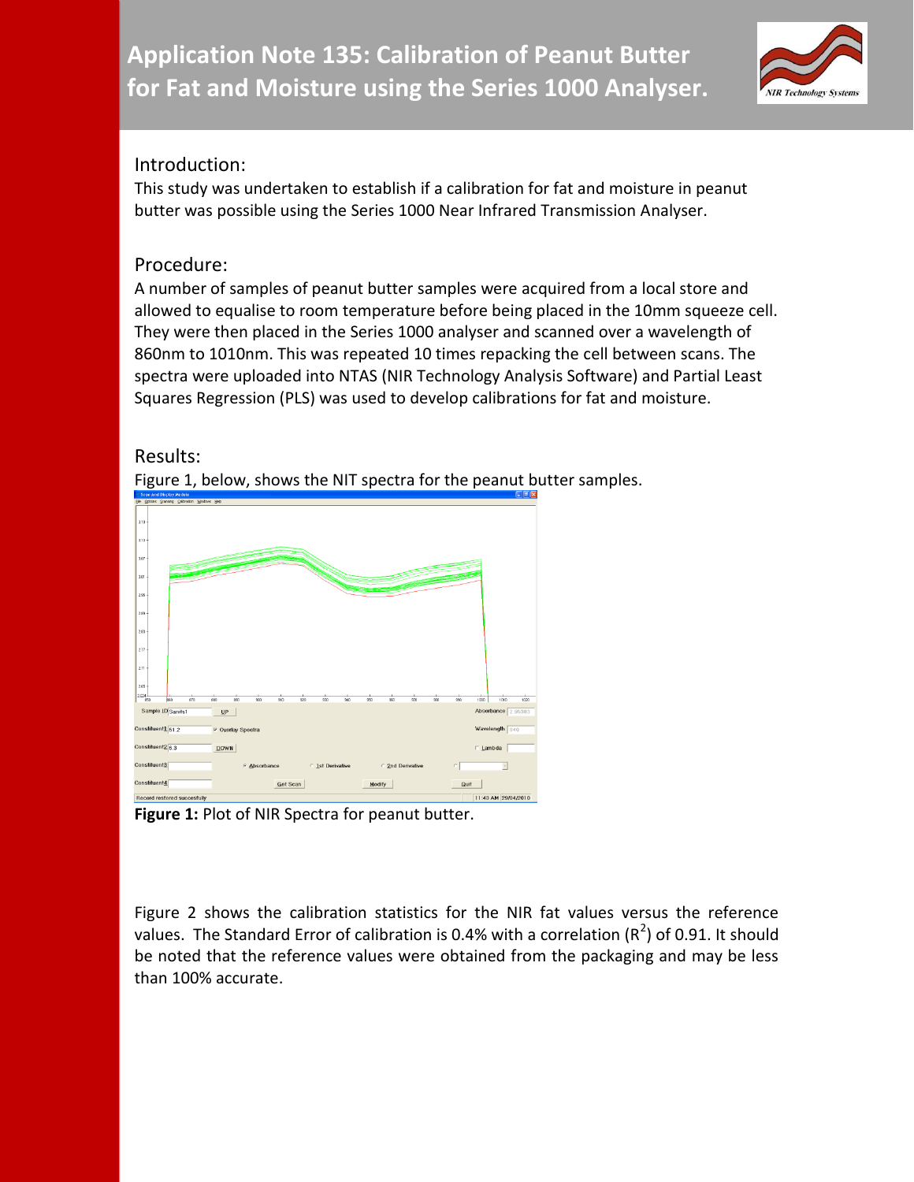# Application Note 135: Calibration of Peanut Butter for Fat and Moisture using the Series 1000 Analyser.

## Introduction:

This study was undertaken to establish if a calibration for fat and moisture in peanut butter was possible using the Series 1000 Near Infrared Transmission Analyser.

## Procedure:

A number of samples of peanut butter samples were acquired from a local store and allowed to equalise to room temperature before being placed in the 10mm squeeze cell. They were then placed in the Series 1000 analyser and scanned over a wavelength of 860nm to 1010nm. This was repeated 10 times repacking the cell between scans. The spectra were uploaded into NTAS (NIR Technology Analysis Software) and Partial Least Squares Regression (PLS) was used to develop calibrations for fat and moisture.

## Results:

Figure 1, below, shows the NIT spectra for the peanut butter samples.

**Figure 1:** Plot of NIR Spectra for peanut butter.

Figure 2 shows the calibration statistics for the NIR fat values versus the reference values. The Standard Error of calibration is 0.4% with a correlation ($R^2$) of 0.91. It should be noted that the reference values were obtained from the packaging and may be less than 100% accurate.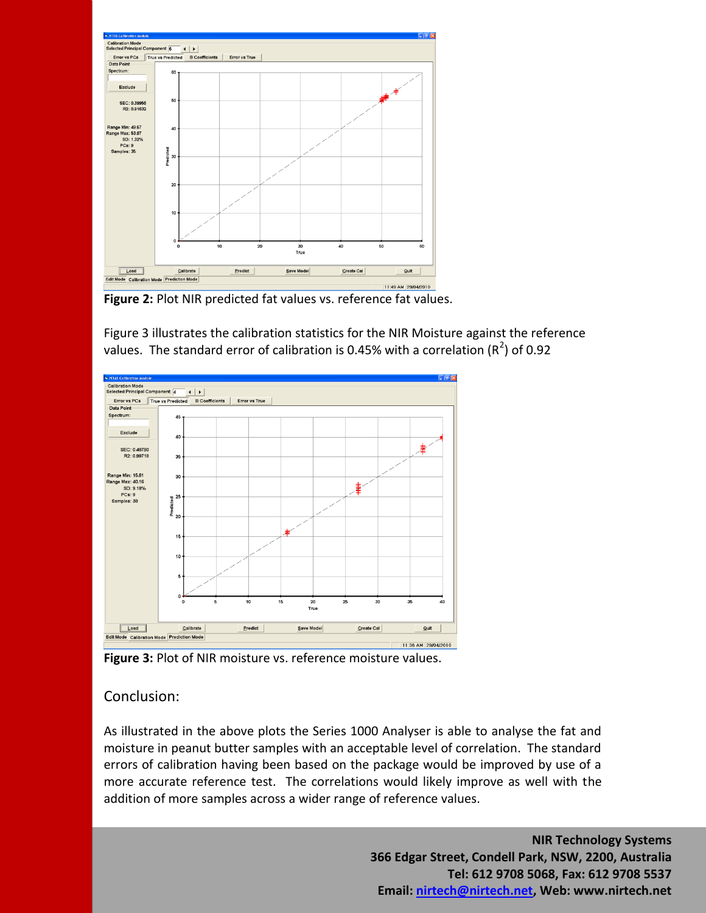**Figure 2:** Plot NIR predicted fat values vs. reference fat values.

Figure 3 illustrates the calibration statistics for the NIR Moisture against the reference values. The standard error of calibration is 0.45% with a correlation ($R^2$) of 0.92

**Figure 3:** Plot of NIR moisture vs. reference moisture values.

## Conclusion:

As illustrated in the above plots the Series 1000 Analyser is able to analyse the fat and moisture in peanut butter samples with an acceptable level of correlation. The standard errors of calibration having been based on the package would be improved by use of a more accurate reference test. The correlations would likely improve as well with the addition of more samples across a wider range of reference values.

**NIR Technology Systems**
**366 Edgar Street, Condell Park, NSW, 2200, Australia**
**Tel: 612 9708 5068, Fax: 612 9708 5537**
**Email: nirtech@nirtech.net, Web: www.nirtech.net**